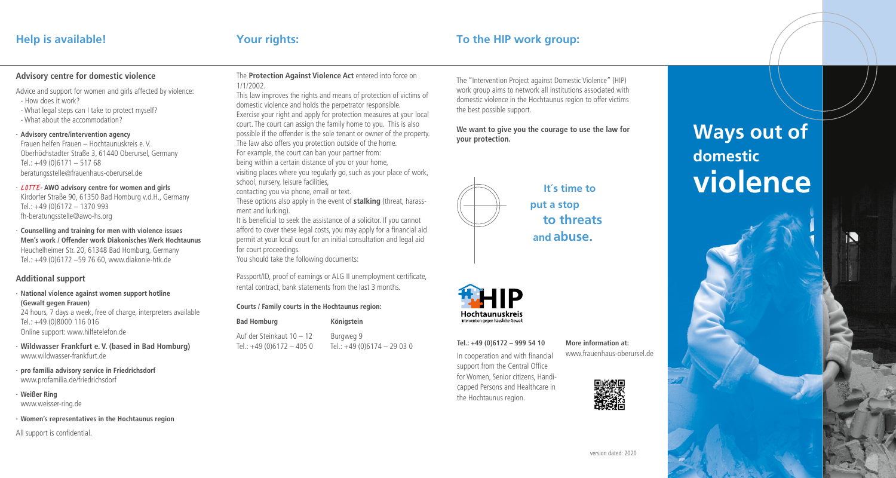## Help is available!

### Advisory centre for domestic violence

Advice and support for women and girls affected by violence:
- How does it work?
- What legal steps can I take to protect myself?
- What about the accommodation?

- **Advisory centre/intervention agency**
  Frauen helfen Frauen – Hochtaunuskreis e. V.
  Oberhöchstadter Straße 3, 61440 Oberursel, Germany
  Tel.: +49 (0)6171 – 517 68
  beratungsstelle@frauenhaus-oberursel.de

- *LOTTE* **- AWO advisory centre for women and girls**
  Kirdorfer Straße 90, 61350 Bad Homburg v.d.H., Germany
  Tel.: +49 (0)6172 – 1370 993
  fh-beratungsstelle@awo-hs.org

- **Counselling and training for men with violence issues Men's work / Offender work Diakonisches Werk Hochtaunus**
  Heuchelheimer Str. 20, 61348 Bad Homburg, Germany
  Tel.: +49 (0)6172 –59 76 60, www.diakonie-htk.de

### Additional support

- **National violence against women support hotline (Gewalt gegen Frauen)**
  24 hours, 7 days a week, free of charge, interpreters available
  Tel.: +49 (0)8000 116 016
  Online support: www.hilfetelefon.de

- **Wildwasser Frankfurt e. V. (based in Bad Homburg)**
  www.wildwasser-frankfurt.de

- **pro familia advisory service in Friedrichsdorf**
  www.profamilia.de/friedrichsdorf

- **Weißer Ring**
  www.weisser-ring.de

- **Women's representatives in the Hochtaunus region**

All support is confidential.

## Your rights:

The **Protection Against Violence Act** entered into force on 1/1/2002.
This law improves the rights and means of protection of victims of domestic violence and holds the perpetrator responsible.
Exercise your right and apply for protection measures at your local court. The court can assign the family home to you. This is also possible if the offender is the sole tenant or owner of the property.
The law also offers you protection outside of the home.
For example, the court can ban your partner from:
being within a certain distance of you or your home,
visiting places where you regularly go, such as your place of work, school, nursery, leisure facilities,
contacting you via phone, email or text.
These options also apply in the event of **stalking** (threat, harassment and lurking).
It is beneficial to seek the assistance of a solicitor. If you cannot afford to cover these legal costs, you may apply for a financial aid permit at your local court for an initial consultation and legal aid for court proceedings.
You should take the following documents:

Passport/ID, proof of earnings or ALG II unemployment certificate, rental contract, bank statements from the last 3 months.

**Courts / Family courts in the Hochtaunus region:**

| **Bad Homburg** | **Königstein** |
|---|---|
| Auf der Steinkaut 10 – 12 | Burgweg 9 |
| Tel.: +49 (0)6172 – 405 0 | Tel.: +49 (0)6174 – 29 03 0 |

## To the HIP work group:

The "Intervention Project against Domestic Violence" (HIP) work group aims to network all institutions associated with domestic violence in the Hochtaunus region to offer victims the best possible support.

**We want to give you the courage to use the law for your protection.**

**It´s time to put a stop to threats and abuse.**

HIP Hochtaunuskreis
Intervention gegen häusliche Gewalt

**Tel.: +49 (0)6172 – 999 54 10**

In cooperation and with financial support from the Central Office for Women, Senior citizens, Handicapped Persons and Healthcare in the Hochtaunus region.

**More information at:**
www.frauenhaus-oberursel.de

# Ways out of domestic violence

version dated: 2020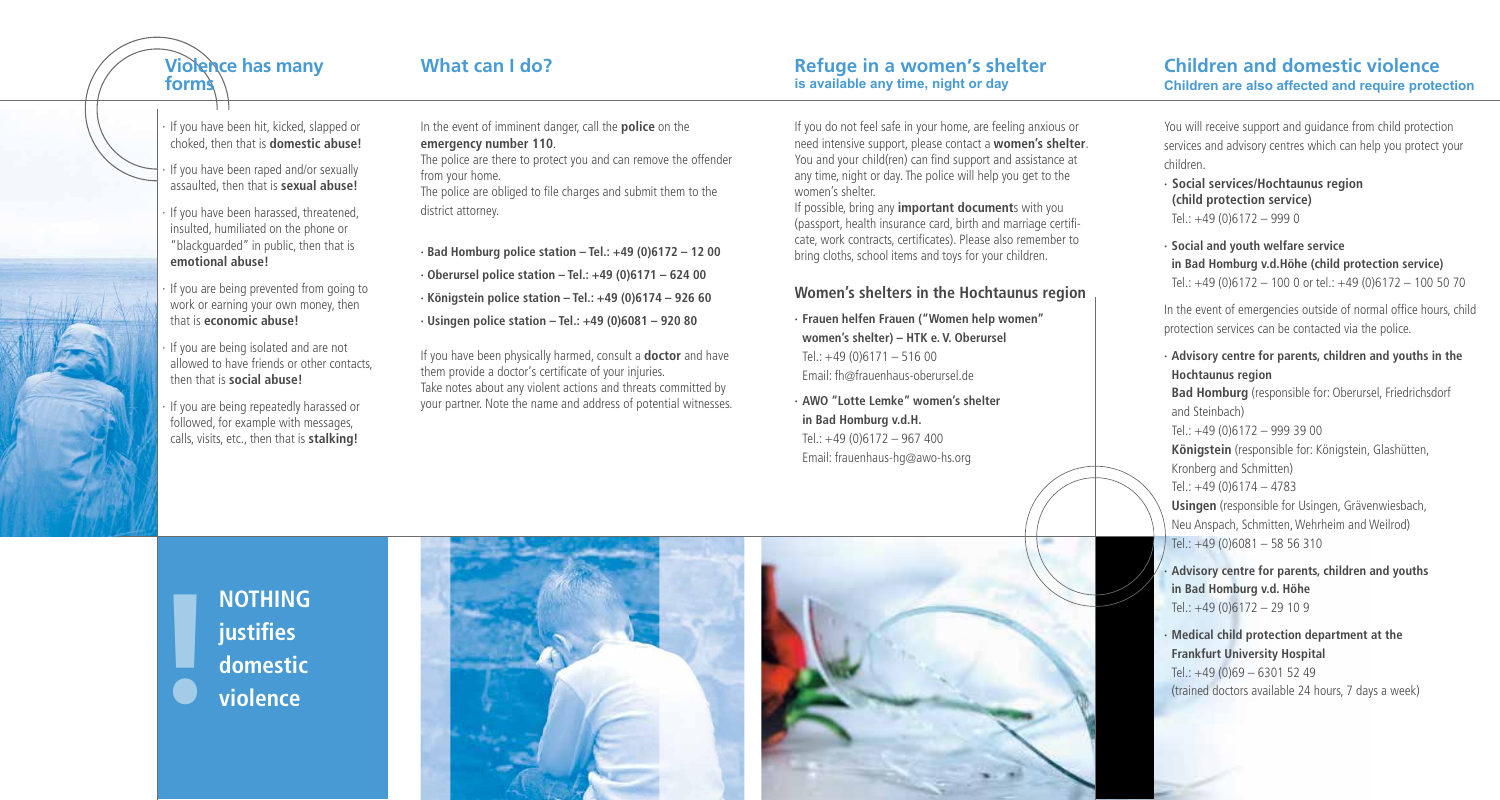## Violence has many forms

- If you have been hit, kicked, slapped or choked, then that is **domestic abuse!**
- If you have been raped and/or sexually assaulted, then that is **sexual abuse!**
- If you have been harassed, threatened, insulted, humiliated on the phone or "blackguarded" in public, then that is **emotional abuse!**
- If you are being prevented from going to work or earning your own money, then that is **economic abuse!**
- If you are being isolated and are not allowed to have friends or other contacts, then that is **social abuse!**
- If you are being repeatedly harassed or followed, for example with messages, calls, visits, etc., then that is **stalking!**

## What can I do?

In the event of imminent danger, call the **police** on the **emergency number 110**.
The police are there to protect you and can remove the offender from your home.
The police are obliged to file charges and submit them to the district attorney.

- **Bad Homburg police station – Tel.: +49 (0)6172 – 12 00**
- **Oberursel police station – Tel.: +49 (0)6171 – 624 00**
- **Königstein police station – Tel.: +49 (0)6174 – 926 60**
- **Usingen police station – Tel.: +49 (0)6081 – 920 80**

If you have been physically harmed, consult a **doctor** and have them provide a doctor's certificate of your injuries.
Take notes about any violent actions and threats committed by your partner. Note the name and address of potential witnesses.

## Refuge in a women's shelter
**is available any time, night or day**

If you do not feel safe in your home, are feeling anxious or need intensive support, please contact a **women's shelter**. You and your child(ren) can find support and assistance at any time, night or day. The police will help you get to the women's shelter.
If possible, bring any **important document**s with you (passport, health insurance card, birth and marriage certificate, work contracts, certificates). Please also remember to bring cloths, school items and toys for your children.

### Women's shelters in the Hochtaunus region

- **Frauen helfen Frauen ("Women help women" women's shelter) – HTK e. V. Oberursel**
  Tel.: +49 (0)6171 – 516 00
  Email: fh@frauenhaus-oberursel.de
- **AWO "Lotte Lemke" women's shelter in Bad Homburg v.d.H.**
  Tel.: +49 (0)6172 – 967 400
  Email: frauenhaus-hg@awo-hs.org

## Children and domestic violence
**Children are also affected and require protection**

You will receive support and guidance from child protection services and advisory centres which can help you protect your children.

- **Social services/Hochtaunus region (child protection service)**
  Tel.: +49 (0)6172 – 999 0
- **Social and youth welfare service in Bad Homburg v.d.Höhe (child protection service)**
  Tel.: +49 (0)6172 – 100 0 or tel.: +49 (0)6172 – 100 50 70

In the event of emergencies outside of normal office hours, child protection services can be contacted via the police.

- **Advisory centre for parents, children and youths in the Hochtaunus region**
  **Bad Homburg** (responsible for: Oberursel, Friedrichsdorf and Steinbach)
  Tel.: +49 (0)6172 – 999 39 00
  **Königstein** (responsible for: Königstein, Glashütten, Kronberg and Schmitten)
  Tel.: +49 (0)6174 – 4783
  **Usingen** (responsible for Usingen, Grävenwiesbach, Neu Anspach, Schmitten, Wehrheim and Weilrod)
  Tel.: +49 (0)6081 – 58 56 310
- **Advisory centre for parents, children and youths in Bad Homburg v.d. Höhe**
  Tel.: +49 (0)6172 – 29 10 9
- **Medical child protection department at the Frankfurt University Hospital**
  Tel.: +49 (0)69 – 6301 52 49
  (trained doctors available 24 hours, 7 days a week)

**NOTHING justifies domestic violence**